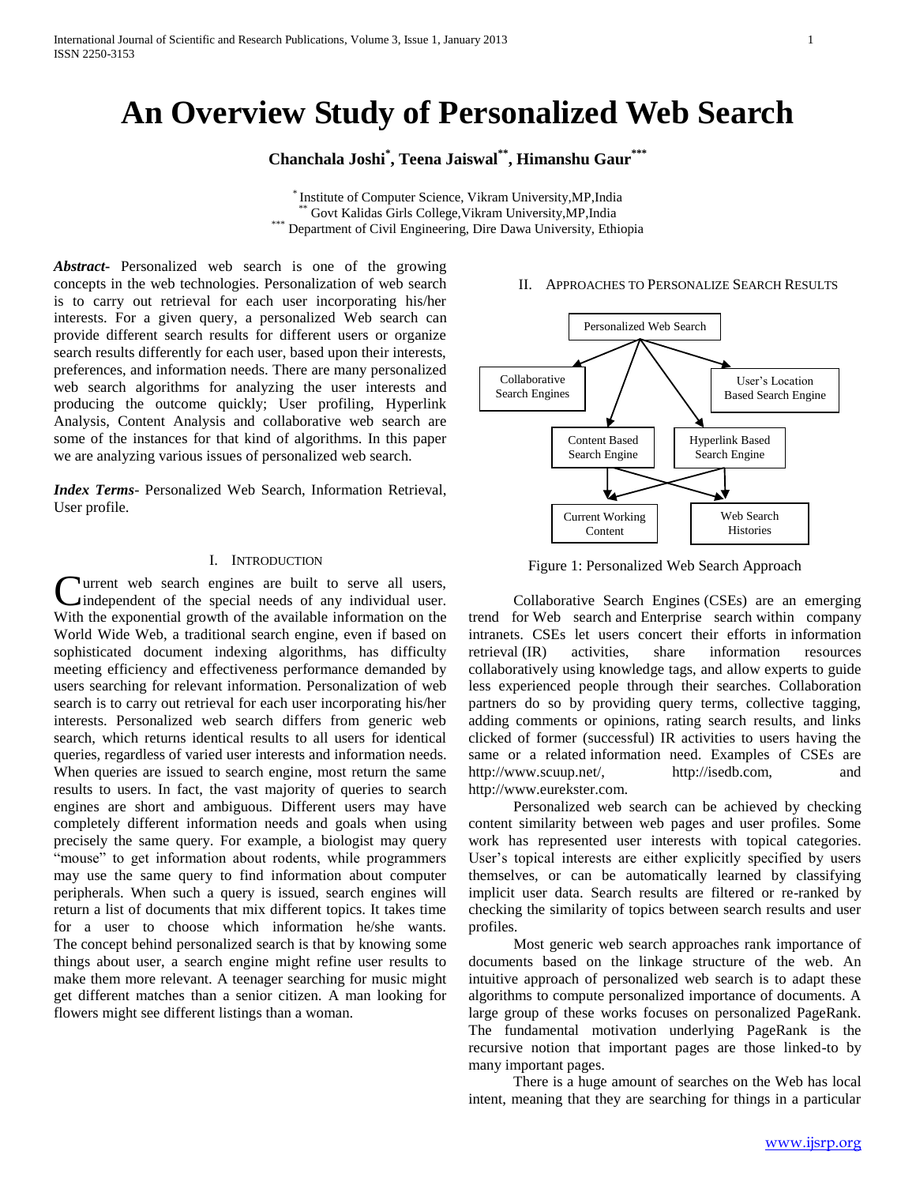# An Overview Study of Personalized Web Search

**Chanchala Joshi[*], Teena Jaiswal[**], Himanshu Gaur[***]**

[*] Institute of Computer Science, Vikram University,MP,India
[**] Govt Kalidas Girls College,Vikram University,MP,India
[***] Department of Civil Engineering, Dire Dawa University, Ethiopia

***Abstract-*** Personalized web search is one of the growing concepts in the web technologies. Personalization of web search is to carry out retrieval for each user incorporating his/her interests. For a given query, a personalized Web search can provide different search results for different users or organize search results differently for each user, based upon their interests, preferences, and information needs. There are many personalized web search algorithms for analyzing the user interests and producing the outcome quickly; User profiling, Hyperlink Analysis, Content Analysis and collaborative web search are some of the instances for that kind of algorithms. In this paper we are analyzing various issues of personalized web search.

***Index Terms-*** Personalized Web Search, Information Retrieval, User profile.

## I. Introduction

Current web search engines are built to serve all users, independent of the special needs of any individual user. With the exponential growth of the available information on the World Wide Web, a traditional search engine, even if based on sophisticated document indexing algorithms, has difficulty meeting efficiency and effectiveness performance demanded by users searching for relevant information. Personalization of web search is to carry out retrieval for each user incorporating his/her interests. Personalized web search differs from generic web search, which returns identical results to all users for identical queries, regardless of varied user interests and information needs. When queries are issued to search engine, most return the same results to users. In fact, the vast majority of queries to search engines are short and ambiguous. Different users may have completely different information needs and goals when using precisely the same query. For example, a biologist may query "mouse" to get information about rodents, while programmers may use the same query to find information about computer peripherals. When such a query is issued, search engines will return a list of documents that mix different topics. It takes time for a user to choose which information he/she wants. The concept behind personalized search is that by knowing some things about user, a search engine might refine user results to make them more relevant. A teenager searching for music might get different matches than a senior citizen. A man looking for flowers might see different listings than a woman.

## II. Approaches to Personalize Search Results

Personalized Web Search

Collaborative Search Engines

User's Location Based Search Engine

Content Based Search Engine

Hyperlink Based Search Engine

Current Working Content

Web Search Histories

Figure 1: Personalized Web Search Approach

Collaborative Search Engines (CSEs) are an emerging trend for Web search and Enterprise search within company intranets. CSEs let users concert their efforts in information retrieval (IR) activities, share information resources collaboratively using knowledge tags, and allow experts to guide less experienced people through their searches. Collaboration partners do so by providing query terms, collective tagging, adding comments or opinions, rating search results, and links clicked of former (successful) IR activities to users having the same or a related information need. Examples of CSEs are http://www.scuup.net/, http://isedb.com, and http://www.eurekster.com.

Personalized web search can be achieved by checking content similarity between web pages and user profiles. Some work has represented user interests with topical categories. User's topical interests are either explicitly specified by users themselves, or can be automatically learned by classifying implicit user data. Search results are filtered or re-ranked by checking the similarity of topics between search results and user profiles.

Most generic web search approaches rank importance of documents based on the linkage structure of the web. An intuitive approach of personalized web search is to adapt these algorithms to compute personalized importance of documents. A large group of these works focuses on personalized PageRank. The fundamental motivation underlying PageRank is the recursive notion that important pages are those linked-to by many important pages.

There is a huge amount of searches on the Web has local intent, meaning that they are searching for things in a particular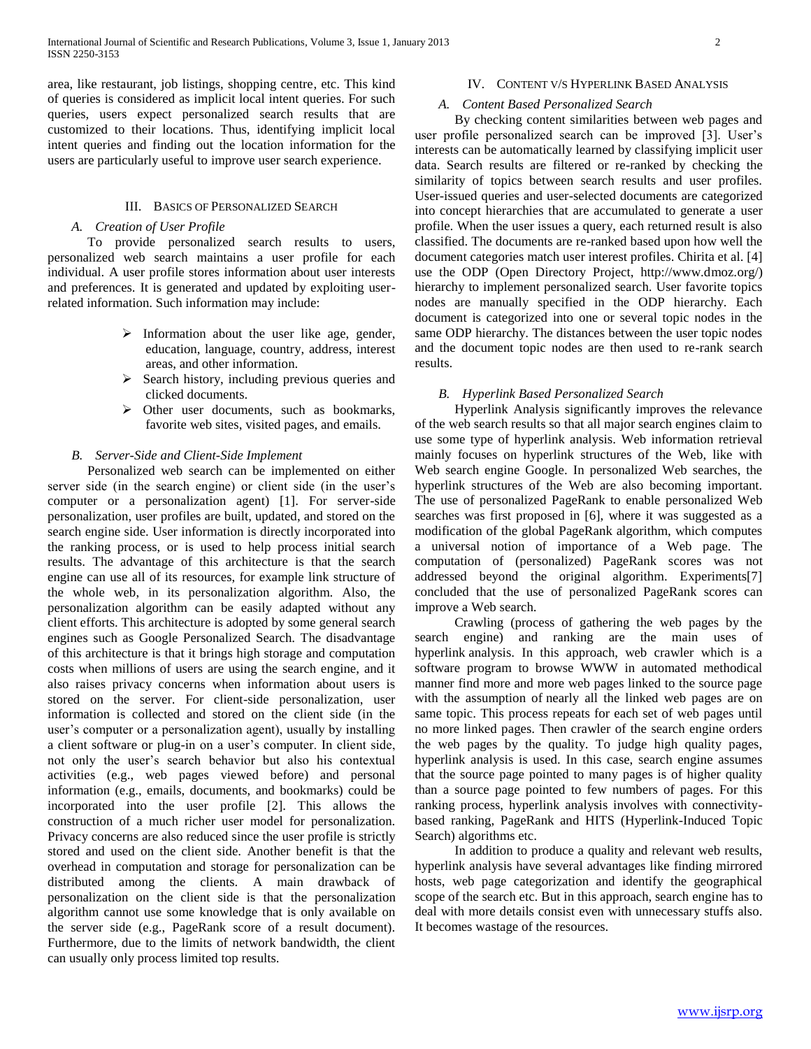area, like restaurant, job listings, shopping centre, etc. This kind of queries is considered as implicit local intent queries. For such queries, users expect personalized search results that are customized to their locations. Thus, identifying implicit local intent queries and finding out the location information for the users are particularly useful to improve user search experience.

## III. Basics of Personalized Search

### A. Creation of User Profile

To provide personalized search results to users, personalized web search maintains a user profile for each individual. A user profile stores information about user interests and preferences. It is generated and updated by exploiting user-related information. Such information may include:

- Information about the user like age, gender, education, language, country, address, interest areas, and other information.
- Search history, including previous queries and clicked documents.
- Other user documents, such as bookmarks, favorite web sites, visited pages, and emails.

### B. Server-Side and Client-Side Implement

Personalized web search can be implemented on either server side (in the search engine) or client side (in the user's computer or a personalization agent) [1]. For server-side personalization, user profiles are built, updated, and stored on the search engine side. User information is directly incorporated into the ranking process, or is used to help process initial search results. The advantage of this architecture is that the search engine can use all of its resources, for example link structure of the whole web, in its personalization algorithm. Also, the personalization algorithm can be easily adapted without any client efforts. This architecture is adopted by some general search engines such as Google Personalized Search. The disadvantage of this architecture is that it brings high storage and computation costs when millions of users are using the search engine, and it also raises privacy concerns when information about users is stored on the server. For client-side personalization, user information is collected and stored on the client side (in the user's computer or a personalization agent), usually by installing a client software or plug-in on a user's computer. In client side, not only the user's search behavior but also his contextual activities (e.g., web pages viewed before) and personal information (e.g., emails, documents, and bookmarks) could be incorporated into the user profile [2]. This allows the construction of a much richer user model for personalization. Privacy concerns are also reduced since the user profile is strictly stored and used on the client side. Another benefit is that the overhead in computation and storage for personalization can be distributed among the clients. A main drawback of personalization on the client side is that the personalization algorithm cannot use some knowledge that is only available on the server side (e.g., PageRank score of a result document). Furthermore, due to the limits of network bandwidth, the client can usually only process limited top results.

## IV. Content v/s Hyperlink Based Analysis

### A. Content Based Personalized Search

By checking content similarities between web pages and user profile personalized search can be improved [3]. User's interests can be automatically learned by classifying implicit user data. Search results are filtered or re-ranked by checking the similarity of topics between search results and user profiles. User-issued queries and user-selected documents are categorized into concept hierarchies that are accumulated to generate a user profile. When the user issues a query, each returned result is also classified. The documents are re-ranked based upon how well the document categories match user interest profiles. Chirita et al. [4] use the ODP (Open Directory Project, http://www.dmoz.org/) hierarchy to implement personalized search. User favorite topics nodes are manually specified in the ODP hierarchy. Each document is categorized into one or several topic nodes in the same ODP hierarchy. The distances between the user topic nodes and the document topic nodes are then used to re-rank search results.

### B. Hyperlink Based Personalized Search

Hyperlink Analysis significantly improves the relevance of the web search results so that all major search engines claim to use some type of hyperlink analysis. Web information retrieval mainly focuses on hyperlink structures of the Web, like with Web search engine Google. In personalized Web searches, the hyperlink structures of the Web are also becoming important. The use of personalized PageRank to enable personalized Web searches was first proposed in [6], where it was suggested as a modification of the global PageRank algorithm, which computes a universal notion of importance of a Web page. The computation of (personalized) PageRank scores was not addressed beyond the original algorithm. Experiments[7] concluded that the use of personalized PageRank scores can improve a Web search.

Crawling (process of gathering the web pages by the search engine) and ranking are the main uses of hyperlink analysis. In this approach, web crawler which is a software program to browse WWW in automated methodical manner find more and more web pages linked to the source page with the assumption of nearly all the linked web pages are on same topic. This process repeats for each set of web pages until no more linked pages. Then crawler of the search engine orders the web pages by the quality. To judge high quality pages, hyperlink analysis is used. In this case, search engine assumes that the source page pointed to many pages is of higher quality than a source page pointed to few numbers of pages. For this ranking process, hyperlink analysis involves with connectivity-based ranking, PageRank and HITS (Hyperlink-Induced Topic Search) algorithms etc.

In addition to produce a quality and relevant web results, hyperlink analysis have several advantages like finding mirrored hosts, web page categorization and identify the geographical scope of the search etc. But in this approach, search engine has to deal with more details consist even with unnecessary stuffs also. It becomes wastage of the resources.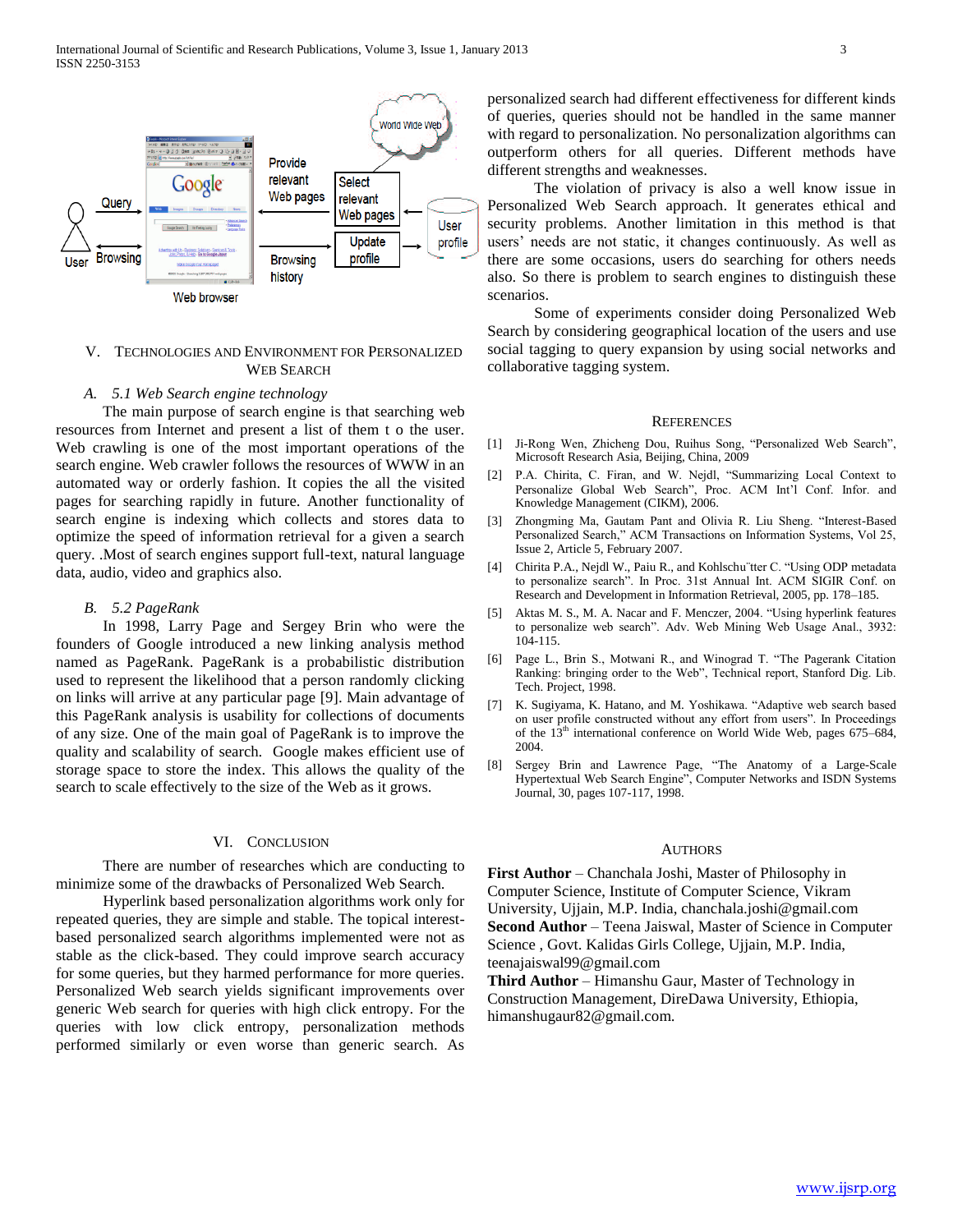Query

User Browsing

Web browser

Provide relevant Web pages

Select relevant Web pages

Browsing history

Update profile

World Wide Web

User profile

## V. Technologies and Environment for Personalized Web Search

### A. 5.1 Web Search engine technology

The main purpose of search engine is that searching web resources from Internet and present a list of them t o the user. Web crawling is one of the most important operations of the search engine. Web crawler follows the resources of WWW in an automated way or orderly fashion. It copies the all the visited pages for searching rapidly in future. Another functionality of search engine is indexing which collects and stores data to optimize the speed of information retrieval for a given a search query. .Most of search engines support full-text, natural language data, audio, video and graphics also.

### B. 5.2 PageRank

In 1998, Larry Page and Sergey Brin who were the founders of Google introduced a new linking analysis method named as PageRank. PageRank is a probabilistic distribution used to represent the likelihood that a person randomly clicking on links will arrive at any particular page [9]. Main advantage of this PageRank analysis is usability for collections of documents of any size. One of the main goal of PageRank is to improve the quality and scalability of search. Google makes efficient use of storage space to store the index. This allows the quality of the search to scale effectively to the size of the Web as it grows.

## VI. Conclusion

There are number of researches which are conducting to minimize some of the drawbacks of Personalized Web Search.

Hyperlink based personalization algorithms work only for repeated queries, they are simple and stable. The topical interest-based personalized search algorithms implemented were not as stable as the click-based. They could improve search accuracy for some queries, but they harmed performance for more queries. Personalized Web search yields significant improvements over generic Web search for queries with high click entropy. For the queries with low click entropy, personalization methods performed similarly or even worse than generic search. As personalized search had different effectiveness for different kinds of queries, queries should not be handled in the same manner with regard to personalization. No personalization algorithms can outperform others for all queries. Different methods have different strengths and weaknesses.

The violation of privacy is also a well know issue in Personalized Web Search approach. It generates ethical and security problems. Another limitation in this method is that users' needs are not static, it changes continuously. As well as there are some occasions, users do searching for others needs also. So there is problem to search engines to distinguish these scenarios.

Some of experiments consider doing Personalized Web Search by considering geographical location of the users and use social tagging to query expansion by using social networks and collaborative tagging system.

## References

[1] Ji-Rong Wen, Zhicheng Dou, Ruihus Song, "Personalized Web Search", Microsoft Research Asia, Beijing, China, 2009

[2] P.A. Chirita, C. Firan, and W. Nejdl, "Summarizing Local Context to Personalize Global Web Search", Proc. ACM Int'l Conf. Infor. and Knowledge Management (CIKM), 2006.

[3] Zhongming Ma, Gautam Pant and Olivia R. Liu Sheng. "Interest-Based Personalized Search," ACM Transactions on Information Systems, Vol 25, Issue 2, Article 5, February 2007.

[4] Chirita P.A., Nejdl W., Paiu R., and Kohlschu¨tter C. "Using ODP metadata to personalize search". In Proc. 31st Annual Int. ACM SIGIR Conf. on Research and Development in Information Retrieval, 2005, pp. 178–185.

[5] Aktas M. S., M. A. Nacar and F. Menczer, 2004. "Using hyperlink features to personalize web search". Adv. Web Mining Web Usage Anal., 3932: 104-115.

[6] Page L., Brin S., Motwani R., and Winograd T. "The Pagerank Citation Ranking: bringing order to the Web", Technical report, Stanford Dig. Lib. Tech. Project, 1998.

[7] K. Sugiyama, K. Hatano, and M. Yoshikawa. "Adaptive web search based on user profile constructed without any effort from users". In Proceedings of the 13th international conference on World Wide Web, pages 675–684, 2004.

[8] Sergey Brin and Lawrence Page, "The Anatomy of a Large-Scale Hypertextual Web Search Engine", Computer Networks and ISDN Systems Journal, 30, pages 107-117, 1998.

## Authors

**First Author** – Chanchala Joshi, Master of Philosophy in Computer Science, Institute of Computer Science, Vikram University, Ujjain, M.P. India, chanchala.joshi@gmail.com

**Second Author** – Teena Jaiswal, Master of Science in Computer Science , Govt. Kalidas Girls College, Ujjain, M.P. India, teenajaiswal99@gmail.com

**Third Author** – Himanshu Gaur, Master of Technology in Construction Management, DireDawa University, Ethiopia, himanshugaur82@gmail.com.